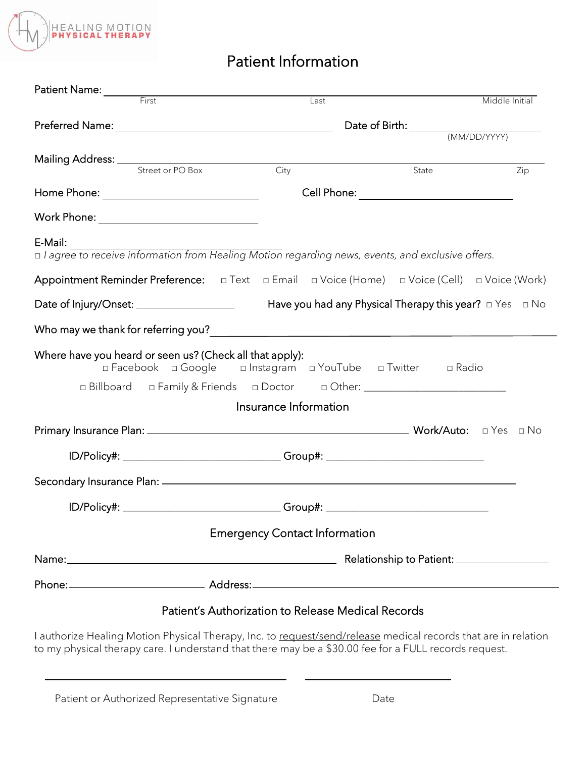HEALING MOTION
**PHYSICAL THERAPY**

# Patient Information

Patient Name: ______________________________________________________________
First | Last | Middle Initial

Preferred Name: ______________________________ Date of Birth: ____________________
(MM/DD/YYYY)

Mailing Address: ______________________________________________________________
Street or PO Box | City | State | Zip

Home Phone: ______________________ Cell Phone: ______________________

Work Phone: ______________________

E-Mail: ______________________________
□ *I agree to receive information from Healing Motion regarding news, events, and exclusive offers.*

Appointment Reminder Preference: □ Text □ Email □ Voice (Home) □ Voice (Cell) □ Voice (Work)

Date of Injury/Onset: ______________ Have you had any Physical Therapy this year? □ Yes □ No

Who may we thank for referring you? ______________________________________________

Where have you heard or seen us? (Check all that apply):
□ Facebook □ Google □ Instagram □ YouTube □ Twitter □ Radio
□ Billboard □ Family & Friends □ Doctor □ Other: ____________________

## Insurance Information

Primary Insurance Plan: ______________________________________ Work/Auto: □ Yes □ No

ID/Policy#: ______________________ Group#: ______________________

Secondary Insurance Plan: ______________________________________________

ID/Policy#: ______________________ Group#: ______________________

## Emergency Contact Information

Name: ______________________________________ Relationship to Patient: ______________

Phone: ____________________ Address: ______________________________________________

## Patient's Authorization to Release Medical Records

I authorize Healing Motion Physical Therapy, Inc. to request/send/release medical records that are in relation to my physical therapy care. I understand that there may be a $30.00 fee for a FULL records request.

______________________________________ ______________________

Patient or Authorized Representative Signature Date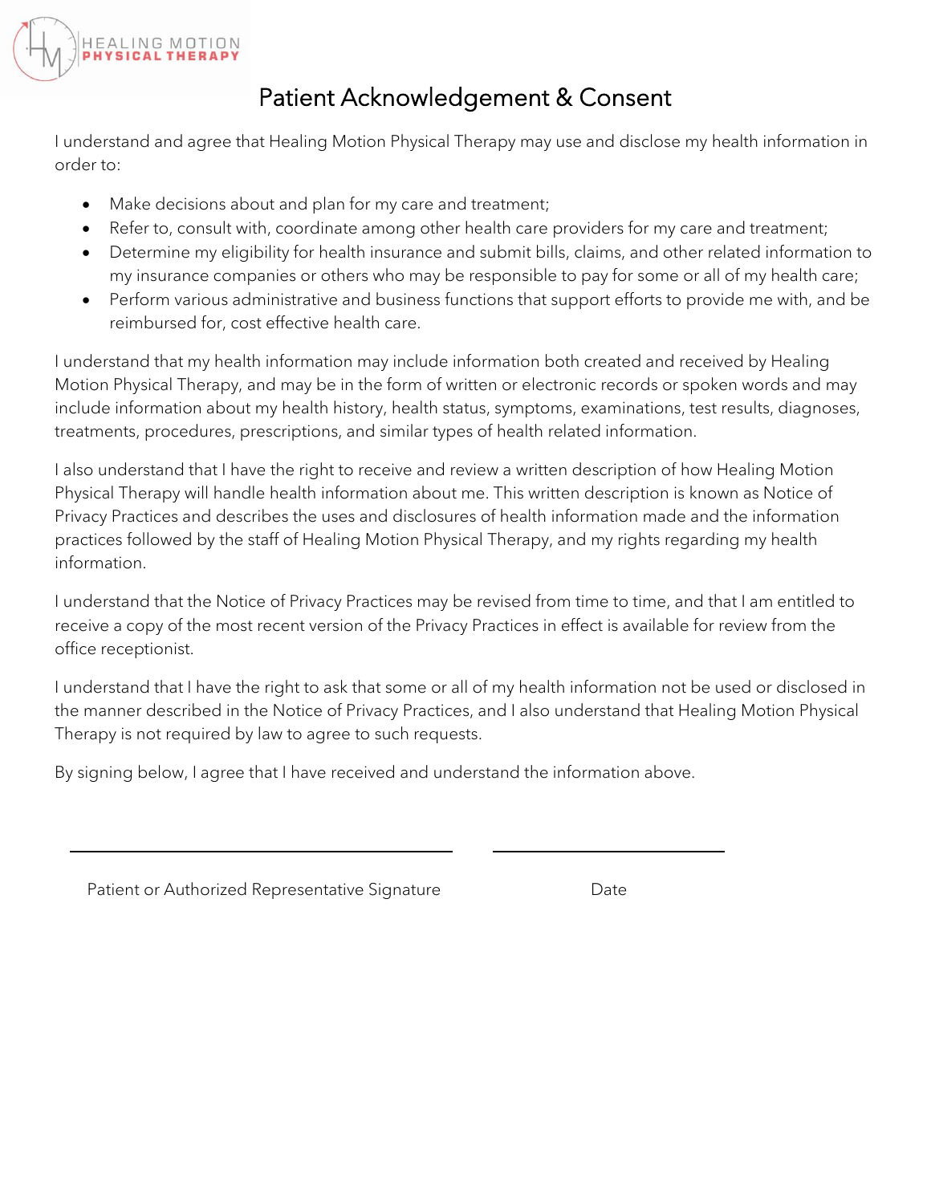HEALING MOTION
**PHYSICAL THERAPY**

# Patient Acknowledgement & Consent

I understand and agree that Healing Motion Physical Therapy may use and disclose my health information in order to:

- Make decisions about and plan for my care and treatment;
- Refer to, consult with, coordinate among other health care providers for my care and treatment;
- Determine my eligibility for health insurance and submit bills, claims, and other related information to my insurance companies or others who may be responsible to pay for some or all of my health care;
- Perform various administrative and business functions that support efforts to provide me with, and be reimbursed for, cost effective health care.

I understand that my health information may include information both created and received by Healing Motion Physical Therapy, and may be in the form of written or electronic records or spoken words and may include information about my health history, health status, symptoms, examinations, test results, diagnoses, treatments, procedures, prescriptions, and similar types of health related information.

I also understand that I have the right to receive and review a written description of how Healing Motion Physical Therapy will handle health information about me. This written description is known as Notice of Privacy Practices and describes the uses and disclosures of health information made and the information practices followed by the staff of Healing Motion Physical Therapy, and my rights regarding my health information.

I understand that the Notice of Privacy Practices may be revised from time to time, and that I am entitled to receive a copy of the most recent version of the Privacy Practices in effect is available for review from the office receptionist.

I understand that I have the right to ask that some or all of my health information not be used or disclosed in the manner described in the Notice of Privacy Practices, and I also understand that Healing Motion Physical Therapy is not required by law to agree to such requests.

By signing below, I agree that I have received and understand the information above.

\_\_\_\_\_\_\_\_\_\_\_\_\_\_\_\_\_\_\_\_\_\_\_\_\_\_\_\_\_\_\_\_\_\_\_\_\_\_\_\_ \_\_\_\_\_\_\_\_\_\_\_\_\_\_\_\_\_\_\_\_\_\_\_\_

Patient or Authorized Representative Signature Date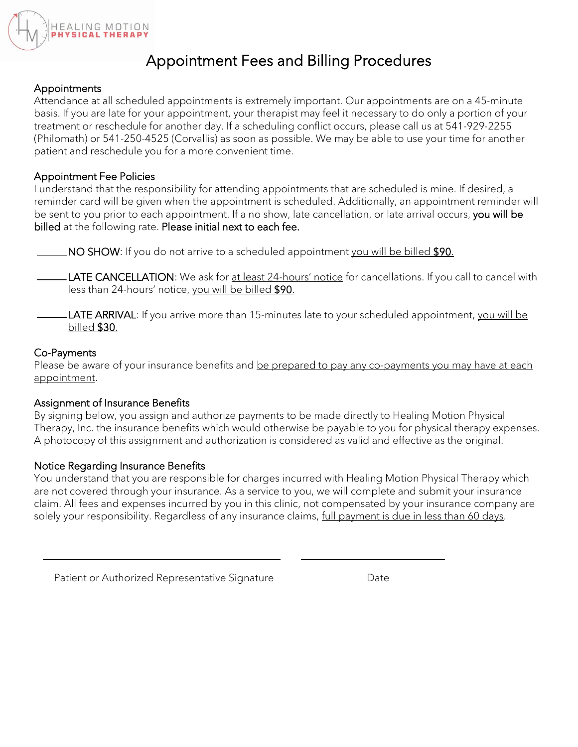HEALING MOTION
**PHYSICAL THERAPY**

# Appointment Fees and Billing Procedures

## Appointments

Attendance at all scheduled appointments is extremely important. Our appointments are on a 45-minute basis. If you are late for your appointment, your therapist may feel it necessary to do only a portion of your treatment or reschedule for another day. If a scheduling conflict occurs, please call us at 541-929-2255 (Philomath) or 541-250-4525 (Corvallis) as soon as possible. We may be able to use your time for another patient and reschedule you for a more convenient time.

## Appointment Fee Policies

I understand that the responsibility for attending appointments that are scheduled is mine. If desired, a reminder card will be given when the appointment is scheduled. Additionally, an appointment reminder will be sent to you prior to each appointment. If a no show, late cancellation, or late arrival occurs, **you will be billed** at the following rate. **Please initial next to each fee.**

______ NO SHOW: If you do not arrive to a scheduled appointment you will be billed **$90.**

______ LATE CANCELLATION: We ask for at least 24-hours' notice for cancellations. If you call to cancel with less than 24-hours' notice, you will be billed **$90.**

______ LATE ARRIVAL: If you arrive more than 15-minutes late to your scheduled appointment, you will be billed **$30.**

## Co-Payments

Please be aware of your insurance benefits and be prepared to pay any co-payments you may have at each appointment.

## Assignment of Insurance Benefits

By signing below, you assign and authorize payments to be made directly to Healing Motion Physical Therapy, Inc. the insurance benefits which would otherwise be payable to you for physical therapy expenses. A photocopy of this assignment and authorization is considered as valid and effective as the original.

## Notice Regarding Insurance Benefits

You understand that you are responsible for charges incurred with Healing Motion Physical Therapy which are not covered through your insurance. As a service to you, we will complete and submit your insurance claim. All fees and expenses incurred by you in this clinic, not compensated by your insurance company are solely your responsibility. Regardless of any insurance claims, full payment is due in less than 60 days.

______________________________________ ______________________

Patient or Authorized Representative Signature Date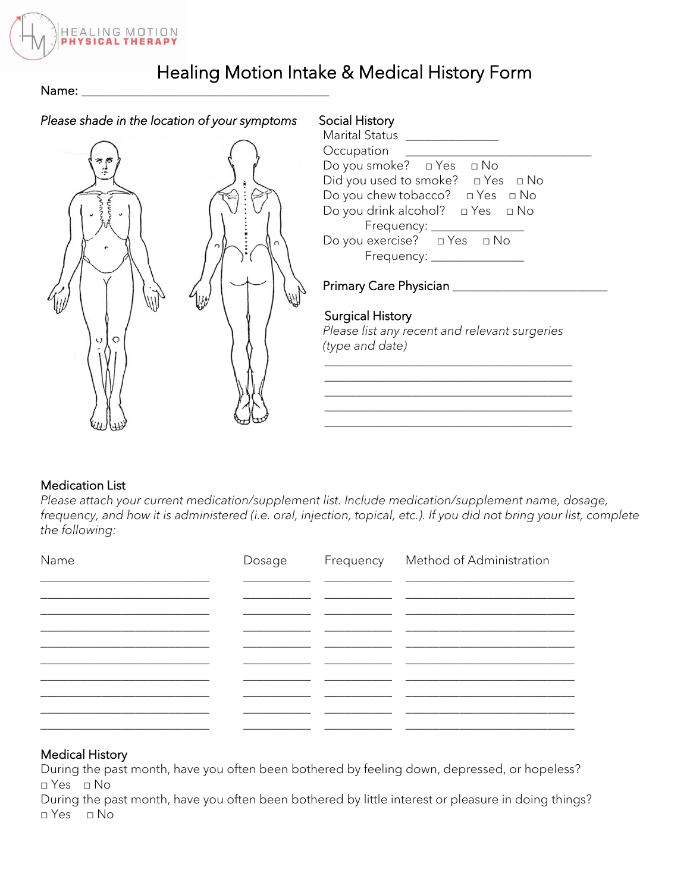HEALING MOTION
PHYSICAL THERAPY

# Healing Motion Intake & Medical History Form

Name: ________________________________________

*Please shade in the location of your symptoms*

## Social History

Marital Status _______________

Occupation ______________________________

Do you smoke? □ Yes □ No

Did you used to smoke? □ Yes □ No

Do you chew tobacco? □ Yes □ No

Do you drink alcohol? □ Yes □ No

Frequency: _______________

Do you exercise? □ Yes □ No

Frequency: _______________

Primary Care Physician _________________________

## Surgical History

*Please list any recent and relevant surgeries (type and date)*

________________________________________

________________________________________

________________________________________

________________________________________

________________________________________

## Medication List

*Please attach your current medication/supplement list. Include medication/supplement name, dosage, frequency, and how it is administered (i.e. oral, injection, topical, etc.). If you did not bring your list, complete the following:*

| Name | Dosage | Frequency | Method of Administration |
| --- | --- | --- | --- |
| | | | |
| | | | |
| | | | |
| | | | |
| | | | |
| | | | |
| | | | |
| | | | |
| | | | |
| | | | |

## Medical History

During the past month, have you often been bothered by feeling down, depressed, or hopeless?

□ Yes □ No

During the past month, have you often been bothered by little interest or pleasure in doing things?

□ Yes □ No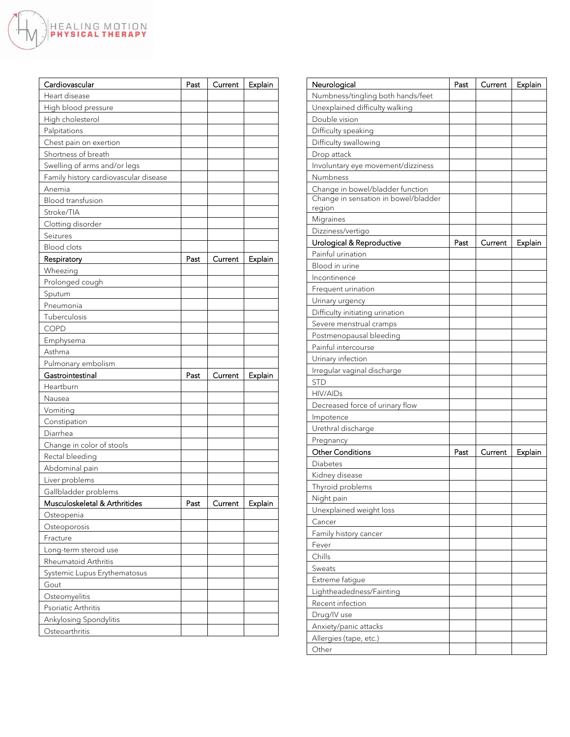HEALING MOTION
PHYSICAL THERAPY

| Cardiovascular | Past | Current | Explain |
|---|---|---|---|
| Heart disease | | | |
| High blood pressure | | | |
| High cholesterol | | | |
| Palpitations | | | |
| Chest pain on exertion | | | |
| Shortness of breath | | | |
| Swelling of arms and/or legs | | | |
| Family history cardiovascular disease | | | |
| Anemia | | | |
| Blood transfusion | | | |
| Stroke/TIA | | | |
| Clotting disorder | | | |
| Seizures | | | |
| Blood clots | | | |
| **Respiratory** | **Past** | **Current** | **Explain** |
| Wheezing | | | |
| Prolonged cough | | | |
| Sputum | | | |
| Pneumonia | | | |
| Tuberculosis | | | |
| COPD | | | |
| Emphysema | | | |
| Asthma | | | |
| Pulmonary embolism | | | |
| **Gastrointestinal** | **Past** | **Current** | **Explain** |
| Heartburn | | | |
| Nausea | | | |
| Vomiting | | | |
| Constipation | | | |
| Diarrhea | | | |
| Change in color of stools | | | |
| Rectal bleeding | | | |
| Abdominal pain | | | |
| Liver problems | | | |
| Gallbladder problems | | | |
| **Musculoskeletal & Arthritides** | **Past** | **Current** | **Explain** |
| Osteopenia | | | |
| Osteoporosis | | | |
| Fracture | | | |
| Long-term steroid use | | | |
| Rheumatoid Arthritis | | | |
| Systemic Lupus Erythematosus | | | |
| Gout | | | |
| Osteomyelitis | | | |
| Psoriatic Arthritis | | | |
| Ankylosing Spondylitis | | | |
| Osteoarthritis | | | |

| Neurological | Past | Current | Explain |
|---|---|---|---|
| Numbness/tingling both hands/feet | | | |
| Unexplained difficulty walking | | | |
| Double vision | | | |
| Difficulty speaking | | | |
| Difficulty swallowing | | | |
| Drop attack | | | |
| Involuntary eye movement/dizziness | | | |
| Numbness | | | |
| Change in bowel/bladder function | | | |
| Change in sensation in bowel/bladder region | | | |
| Migraines | | | |
| Dizziness/vertigo | | | |
| **Urological & Reproductive** | **Past** | **Current** | **Explain** |
| Painful urination | | | |
| Blood in urine | | | |
| Incontinence | | | |
| Frequent urination | | | |
| Urinary urgency | | | |
| Difficulty initiating urination | | | |
| Severe menstrual cramps | | | |
| Postmenopausal bleeding | | | |
| Painful intercourse | | | |
| Urinary infection | | | |
| Irregular vaginal discharge | | | |
| STD | | | |
| HIV/AIDs | | | |
| Decreased force of urinary flow | | | |
| Impotence | | | |
| Urethral discharge | | | |
| Pregnancy | | | |
| **Other Conditions** | **Past** | **Current** | **Explain** |
| Diabetes | | | |
| Kidney disease | | | |
| Thyroid problems | | | |
| Night pain | | | |
| Unexplained weight loss | | | |
| Cancer | | | |
| Family history cancer | | | |
| Fever | | | |
| Chills | | | |
| Sweats | | | |
| Extreme fatigue | | | |
| Lightheadedness/Fainting | | | |
| Recent infection | | | |
| Drug/IV use | | | |
| Anxiety/panic attacks | | | |
| Allergies (tape, etc.) | | | |
| Other | | | |